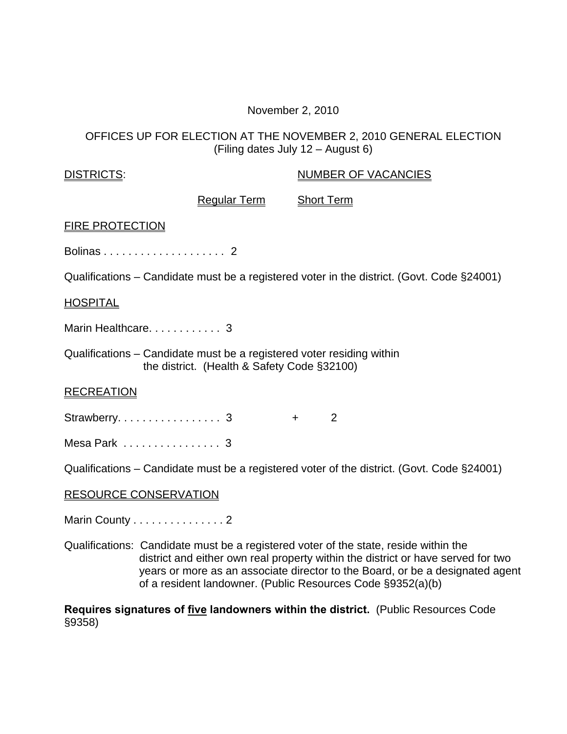November 2, 2010

OFFICES UP FOR ELECTION AT THE NOVEMBER 2, 2010 GENERAL ELECTION
(Filing dates July 12 – August 6)

| DISTRICTS: | NUMBER OF VACANCIES | |
|---|---|---|
| | Regular Term | Short Term |
| **FIRE PROTECTION** | | |
| Bolinas | 2 | |
| **HOSPITAL** | | |
| Marin Healthcare | 3 | |
| **RECREATION** | | |
| Strawberry | 3 | + 2 |
| Mesa Park | 3 | |
| **RESOURCE CONSERVATION** | | |
| Marin County | 2 | |

## FIRE PROTECTION

Bolinas . . . . . . . . . . . . . . . . . . . . 2

Qualifications – Candidate must be a registered voter in the district. (Govt. Code §24001)

## HOSPITAL

Marin Healthcare. . . . . . . . . . . . 3

Qualifications – Candidate must be a registered voter residing within the district. (Health & Safety Code §32100)

## RECREATION

Strawberry. . . . . . . . . . . . . . . . . 3 + 2

Mesa Park . . . . . . . . . . . . . . . . 3

Qualifications – Candidate must be a registered voter of the district. (Govt. Code §24001)

## RESOURCE CONSERVATION

Marin County . . . . . . . . . . . . . . . 2

Qualifications: Candidate must be a registered voter of the state, reside within the district and either own real property within the district or have served for two years or more as an associate director to the Board, or be a designated agent of a resident landowner. (Public Resources Code §9352(a)(b)

**Requires signatures of five landowners within the district.** (Public Resources Code §9358)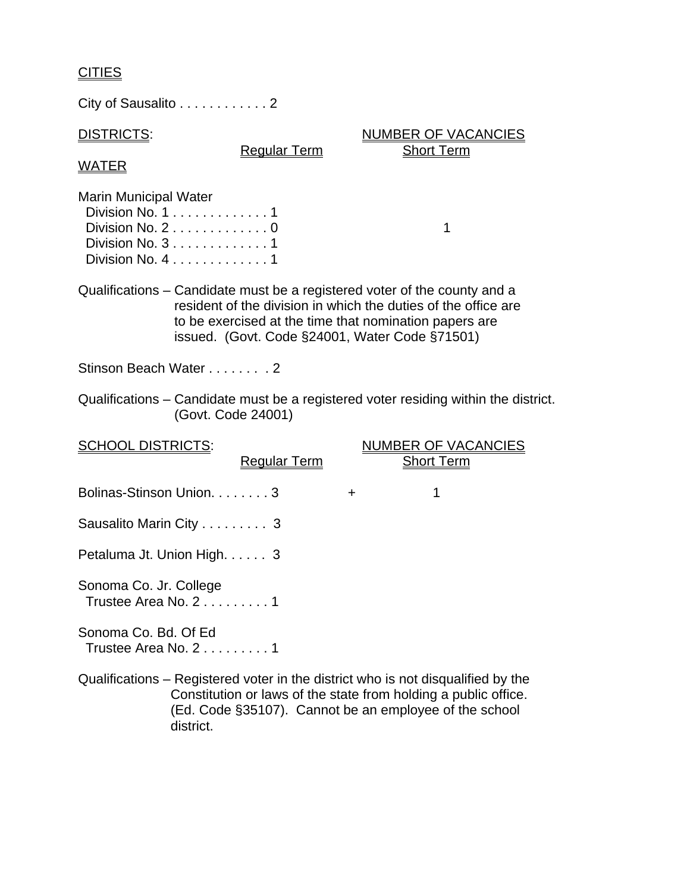CITIES

City of Sausalito . . . . . . . . . . . . 2

| DISTRICTS: | NUMBER OF VACANCIES | |
|---|---|---|
| | Regular Term | Short Term |
| **WATER** | | |
| Marin Municipal Water | | |
| Division No. 1 | 1 | |
| Division No. 2 | 0 | 1 |
| Division No. 3 | 1 | |
| Division No. 4 | 1 | |

Qualifications – Candidate must be a registered voter of the county and a resident of the division in which the duties of the office are to be exercised at the time that nomination papers are issued. (Govt. Code §24001, Water Code §71501)

Stinson Beach Water . . . . . . . . 2

Qualifications – Candidate must be a registered voter residing within the district. (Govt. Code 24001)

| SCHOOL DISTRICTS: | NUMBER OF VACANCIES | |
|---|---|---|
| | Regular Term | Short Term |
| Bolinas-Stinson Union | 3 + | 1 |
| Sausalito Marin City | 3 | |
| Petaluma Jt. Union High | 3 | |
| Sonoma Co. Jr. College Trustee Area No. 2 | 1 | |
| Sonoma Co. Bd. Of Ed Trustee Area No. 2 | 1 | |

Qualifications – Registered voter in the district who is not disqualified by the Constitution or laws of the state from holding a public office. (Ed. Code §35107). Cannot be an employee of the school district.